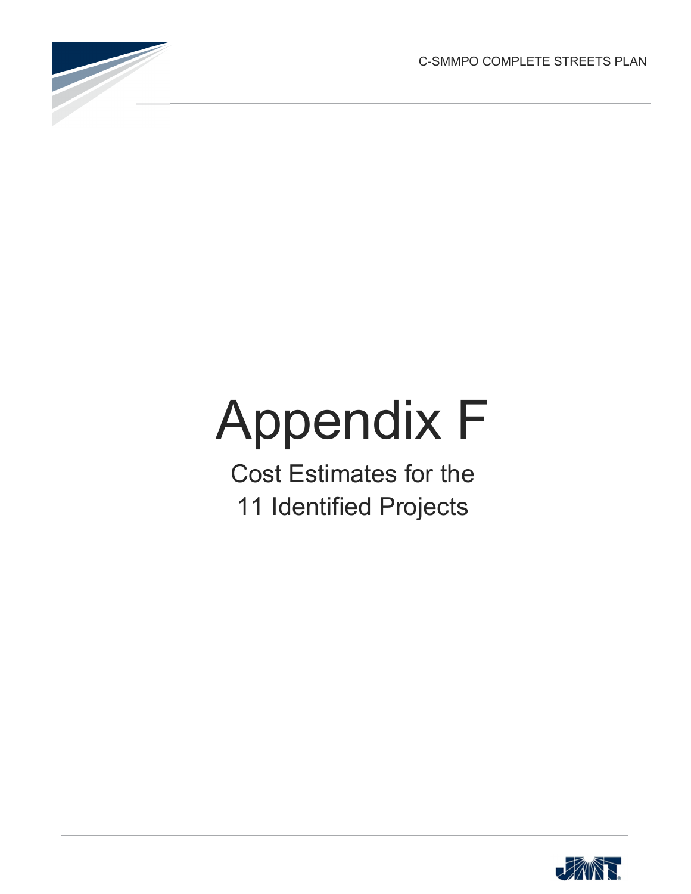# Appendix F

Cost Estimates for the
11 Identified Projects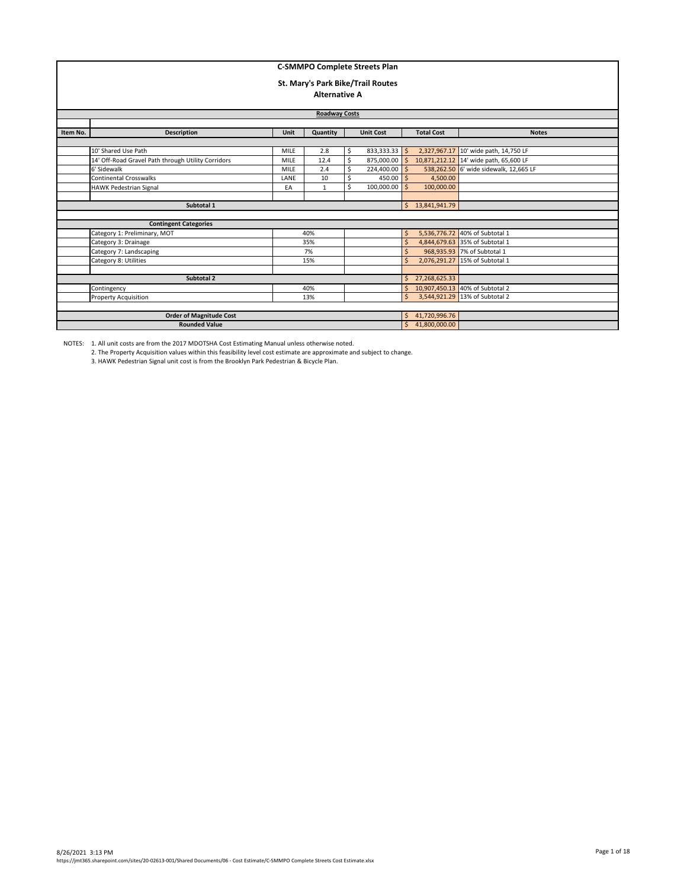# C-SMMPO Complete Streets Plan

## St. Mary's Park Bike/Trail Routes

### Alternative A

| Item No. | Description | Unit | Quantity | Unit Cost | Total Cost | Notes |
|---|---|---|---|---|---|---|
| | **Roadway Costs** | | | | | |
| | 10' Shared Use Path | MILE | 2.8 | $ 833,333.33 | $ 2,327,967.17 | 10' wide path, 14,750 LF |
| | 14' Off-Road Gravel Path through Utility Corridors | MILE | 12.4 | $ 875,000.00 | $ 10,871,212.12 | 14' wide path, 65,600 LF |
| | 6' Sidewalk | MILE | 2.4 | $ 224,400.00 | $ 538,262.50 | 6' wide sidewalk, 12,665 LF |
| | Continental Crosswalks | LANE | 10 | $ 450.00 | $ 4,500.00 | |
| | HAWK Pedestrian Signal | EA | 1 | $ 100,000.00 | $ 100,000.00 | |
| | **Subtotal 1** | | | | $ 13,841,941.79 | |
| | **Contingent Categories** | | | | | |
| | Category 1: Preliminary, MOT | 40% | | | $ 5,536,776.72 | 40% of Subtotal 1 |
| | Category 3: Drainage | 35% | | | $ 4,844,679.63 | 35% of Subtotal 1 |
| | Category 7: Landscaping | 7% | | | $ 968,935.93 | 7% of Subtotal 1 |
| | Category 8: Utilities | 15% | | | $ 2,076,291.27 | 15% of Subtotal 1 |
| | **Subtotal 2** | | | | $ 27,268,625.33 | |
| | Contingency | 40% | | | $ 10,907,450.13 | 40% of Subtotal 2 |
| | Property Acquisition | 13% | | | $ 3,544,921.29 | 13% of Subtotal 2 |
| | **Order of Magnitude Cost** | | | | $ 41,720,996.76 | |
| | **Rounded Value** | | | | $ 41,800,000.00 | |

NOTES:
1. All unit costs are from the 2017 MDOTSHA Cost Estimating Manual unless otherwise noted.
2. The Property Acquisition values within this feasibility level cost estimate are approximate and subject to change.
3. HAWK Pedestrian Signal unit cost is from the Brooklyn Park Pedestrian & Bicycle Plan.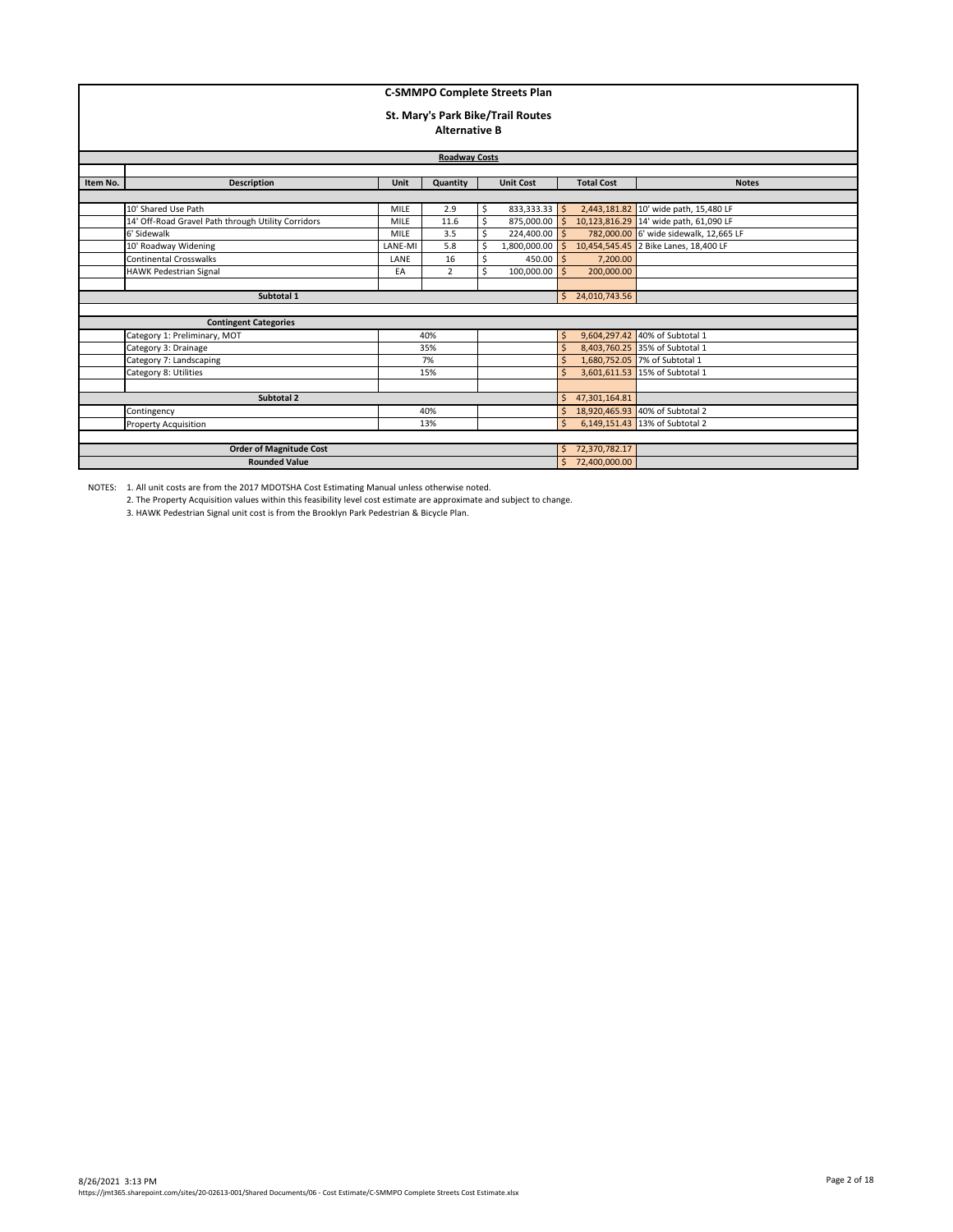# C-SMMPO Complete Streets Plan

## St. Mary's Park Bike/Trail Routes

### Alternative B

| Item No. | Description | Unit | Quantity | Unit Cost | Total Cost | Notes |
|---|---|---|---|---|---|---|
| | **Roadway Costs** | | | | | |
| | 10' Shared Use Path | MILE | 2.9 | $ 833,333.33 | $ 2,443,181.82 | 10' wide path, 15,480 LF |
| | 14' Off-Road Gravel Path through Utility Corridors | MILE | 11.6 | $ 875,000.00 | $ 10,123,816.29 | 14' wide path, 61,090 LF |
| | 6' Sidewalk | MILE | 3.5 | $ 224,400.00 | $ 782,000.00 | 6' wide sidewalk, 12,665 LF |
| | 10' Roadway Widening | LANE-MI | 5.8 | $ 1,800,000.00 | $ 10,454,545.45 | 2 Bike Lanes, 18,400 LF |
| | Continental Crosswalks | LANE | 16 | $ 450.00 | $ 7,200.00 | |
| | HAWK Pedestrian Signal | EA | 2 | $ 100,000.00 | $ 200,000.00 | |
| | **Subtotal 1** | | | | $ 24,010,743.56 | |
| | **Contingent Categories** | | | | | |
| | Category 1: Preliminary, MOT | | 40% | | $ 9,604,297.42 | 40% of Subtotal 1 |
| | Category 3: Drainage | | 35% | | $ 8,403,760.25 | 35% of Subtotal 1 |
| | Category 7: Landscaping | | 7% | | $ 1,680,752.05 | 7% of Subtotal 1 |
| | Category 8: Utilities | | 15% | | $ 3,601,611.53 | 15% of Subtotal 1 |
| | **Subtotal 2** | | | | $ 47,301,164.81 | |
| | Contingency | | 40% | | $ 18,920,465.93 | 40% of Subtotal 2 |
| | Property Acquisition | | 13% | | $ 6,149,151.43 | 13% of Subtotal 2 |
| | **Order of Magnitude Cost** | | | | $ 72,370,782.17 | |
| | **Rounded Value** | | | | $ 72,400,000.00 | |

NOTES:
1. All unit costs are from the 2017 MDOTSHA Cost Estimating Manual unless otherwise noted.
2. The Property Acquisition values within this feasibility level cost estimate are approximate and subject to change.
3. HAWK Pedestrian Signal unit cost is from the Brooklyn Park Pedestrian & Bicycle Plan.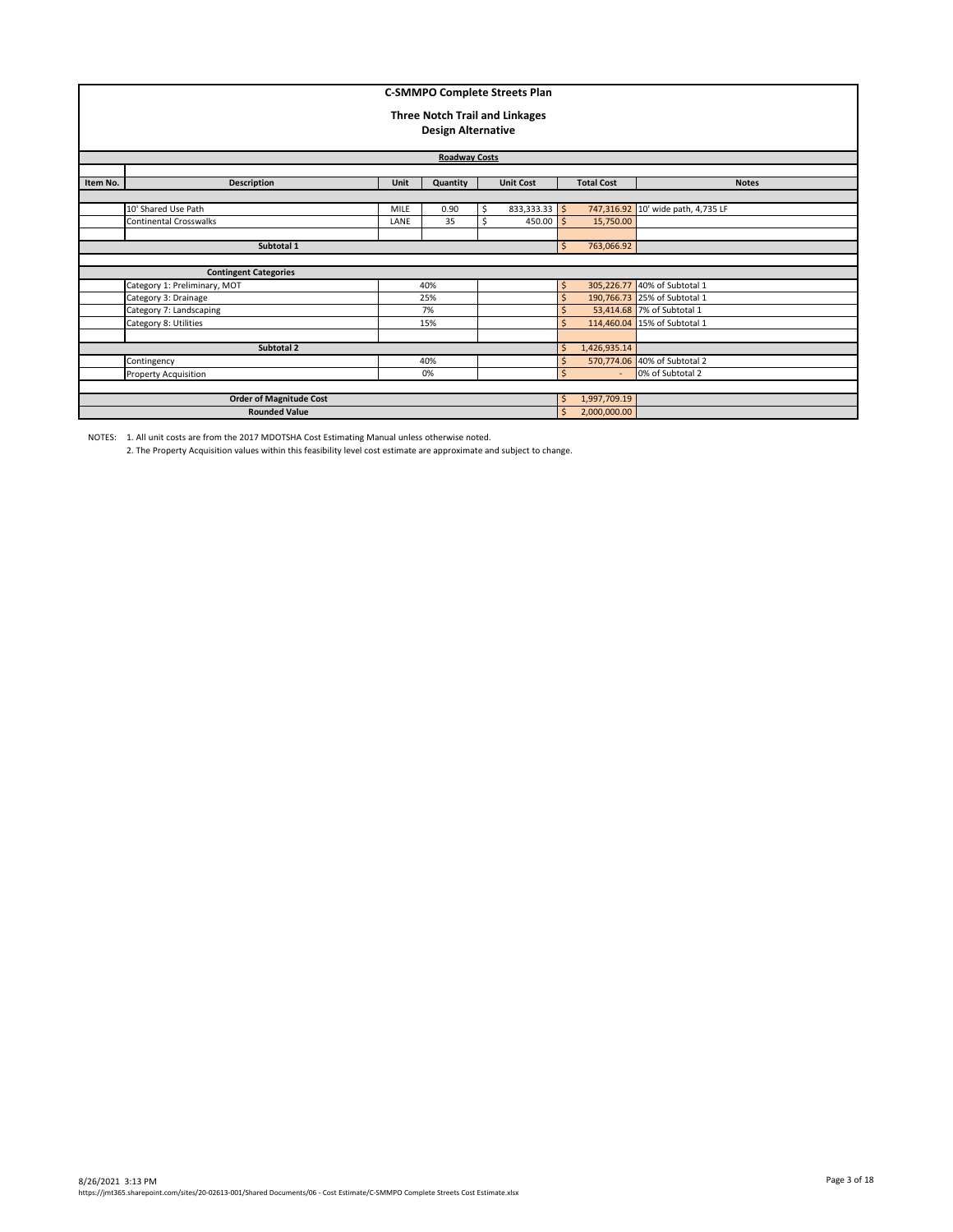# C-SMMPO Complete Streets Plan

## Three Notch Trail and Linkages
## Design Alternative

**Roadway Costs**

| Item No. | Description | Unit | Quantity | Unit Cost | Total Cost | Notes |
|---|---|---|---|---|---|---|
| | 10' Shared Use Path | MILE | 0.90 | $ 833,333.33 | $ 747,316.92 | 10' wide path, 4,735 LF |
| | Continental Crosswalks | LANE | 35 | $ 450.00 | $ 15,750.00 | |
| | | | | | | |
| | **Subtotal 1** | | | | $ 763,066.92 | |
| | | | | | | |
| | **Contingent Categories** | | | | | |
| | Category 1: Preliminary, MOT | | 40% | | $ 305,226.77 | 40% of Subtotal 1 |
| | Category 3: Drainage | | 25% | | $ 190,766.73 | 25% of Subtotal 1 |
| | Category 7: Landscaping | | 7% | | $ 53,414.68 | 7% of Subtotal 1 |
| | Category 8: Utilities | | 15% | | $ 114,460.04 | 15% of Subtotal 1 |
| | | | | | | |
| | **Subtotal 2** | | | | $ 1,426,935.14 | |
| | Contingency | | 40% | | $ 570,774.06 | 40% of Subtotal 2 |
| | Property Acquisition | | 0% | | $ - | 0% of Subtotal 2 |
| | | | | | | |
| | **Order of Magnitude Cost** | | | | $ 1,997,709.19 | |
| | **Rounded Value** | | | | $ 2,000,000.00 | |

NOTES: 1. All unit costs are from the 2017 MDOTSHA Cost Estimating Manual unless otherwise noted.
2. The Property Acquisition values within this feasibility level cost estimate are approximate and subject to change.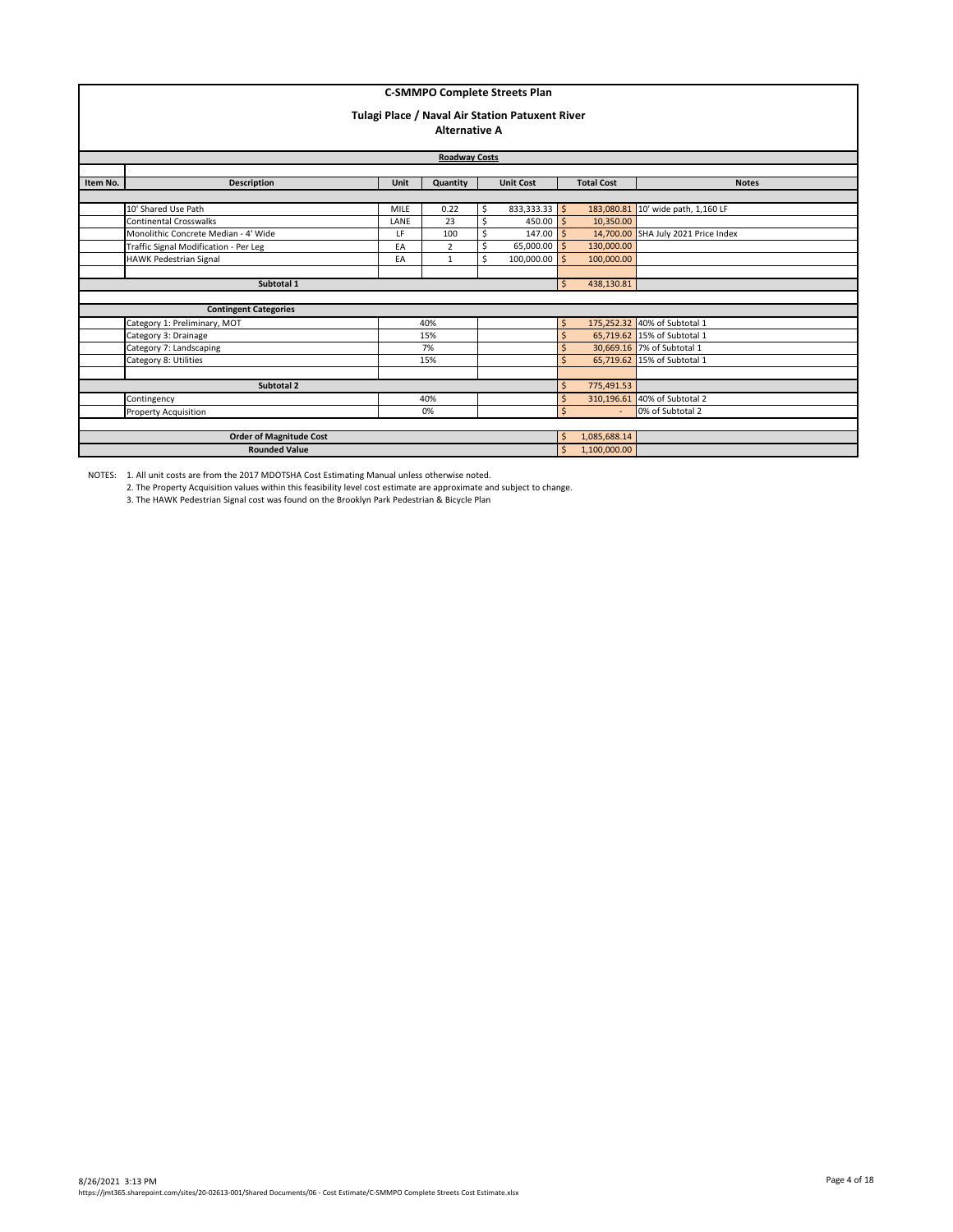# C-SMMPO Complete Streets Plan

## Tulagi Place / Naval Air Station Patuxent River

### Alternative A

**Roadway Costs**

| Item No. | Description | Unit | Quantity | Unit Cost | Total Cost | Notes |
|---|---|---|---|---|---|---|
| | 10' Shared Use Path | MILE | 0.22 | $ 833,333.33 | $ 183,080.81 | 10' wide path, 1,160 LF |
| | Continental Crosswalks | LANE | 23 | $ 450.00 | $ 10,350.00 | |
| | Monolithic Concrete Median - 4' Wide | LF | 100 | $ 147.00 | $ 14,700.00 | SHA July 2021 Price Index |
| | Traffic Signal Modification - Per Leg | EA | 2 | $ 65,000.00 | $ 130,000.00 | |
| | HAWK Pedestrian Signal | EA | 1 | $ 100,000.00 | $ 100,000.00 | |
| | **Subtotal 1** | | | | $ 438,130.81 | |
| | **Contingent Categories** | | | | | |
| | Category 1: Preliminary, MOT | 40% | | | $ 175,252.32 | 40% of Subtotal 1 |
| | Category 3: Drainage | 15% | | | $ 65,719.62 | 15% of Subtotal 1 |
| | Category 7: Landscaping | 7% | | | $ 30,669.16 | 7% of Subtotal 1 |
| | Category 8: Utilities | 15% | | | $ 65,719.62 | 15% of Subtotal 1 |
| | **Subtotal 2** | | | | $ 775,491.53 | |
| | Contingency | 40% | | | $ 310,196.61 | 40% of Subtotal 2 |
| | Property Acquisition | 0% | | | $ - | 0% of Subtotal 2 |
| | **Order of Magnitude Cost** | | | | $ 1,085,688.14 | |
| | **Rounded Value** | | | | $ 1,100,000.00 | |

NOTES:
1. All unit costs are from the 2017 MDOTSHA Cost Estimating Manual unless otherwise noted.
2. The Property Acquisition values within this feasibility level cost estimate are approximate and subject to change.
3. The HAWK Pedestrian Signal cost was found on the Brooklyn Park Pedestrian & Bicycle Plan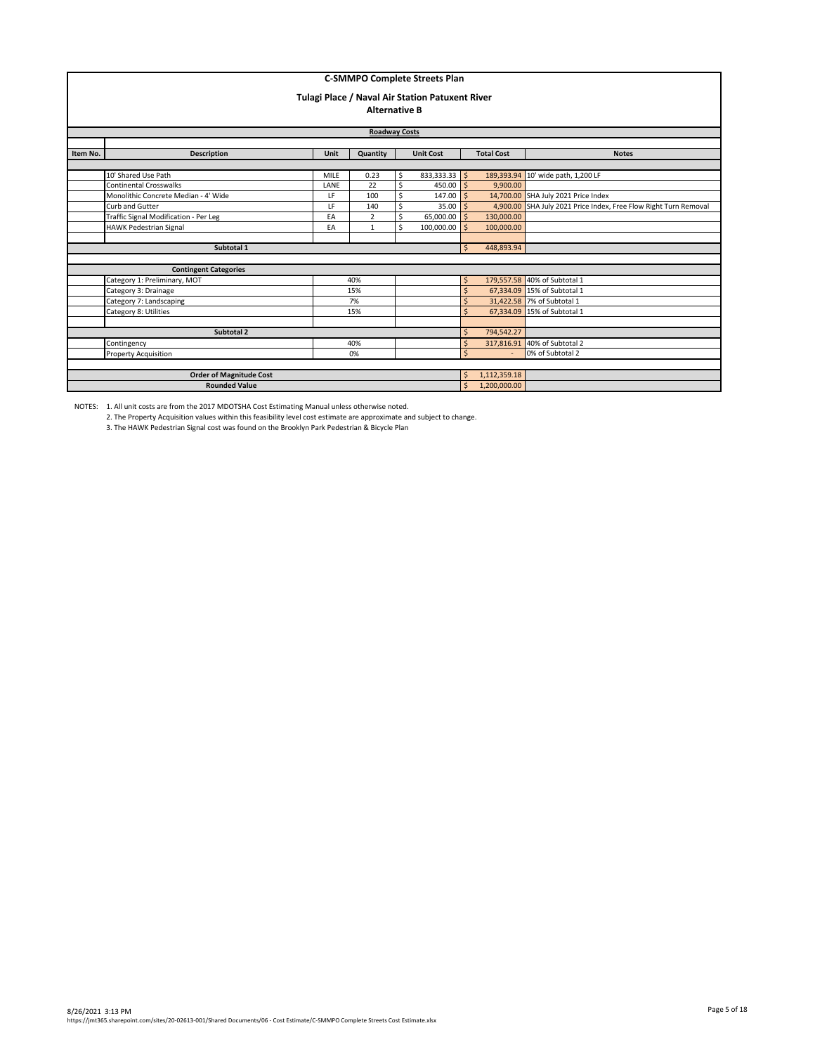# C-SMMPO Complete Streets Plan

## Tulagi Place / Naval Air Station Patuxent River

### Alternative B

**Roadway Costs**

| Item No. | Description | Unit | Quantity | Unit Cost | Total Cost | Notes |
|---|---|---|---|---|---|---|
| | 10' Shared Use Path | MILE | 0.23 | $ 833,333.33 | $ 189,393.94 | 10' wide path, 1,200 LF |
| | Continental Crosswalks | LANE | 22 | $ 450.00 | $ 9,900.00 | |
| | Monolithic Concrete Median - 4' Wide | LF | 100 | $ 147.00 | $ 14,700.00 | SHA July 2021 Price Index |
| | Curb and Gutter | LF | 140 | $ 35.00 | $ 4,900.00 | SHA July 2021 Price Index, Free Flow Right Turn Removal |
| | Traffic Signal Modification - Per Leg | EA | 2 | $ 65,000.00 | $ 130,000.00 | |
| | HAWK Pedestrian Signal | EA | 1 | $ 100,000.00 | $ 100,000.00 | |
| | **Subtotal 1** | | | | $ 448,893.94 | |
| | **Contingent Categories** | | | | | |
| | Category 1: Preliminary, MOT | | 40% | | $ 179,557.58 | 40% of Subtotal 1 |
| | Category 3: Drainage | | 15% | | $ 67,334.09 | 15% of Subtotal 1 |
| | Category 7: Landscaping | | 7% | | $ 31,422.58 | 7% of Subtotal 1 |
| | Category 8: Utilities | | 15% | | $ 67,334.09 | 15% of Subtotal 1 |
| | **Subtotal 2** | | | | $ 794,542.27 | |
| | Contingency | | 40% | | $ 317,816.91 | 40% of Subtotal 2 |
| | Property Acquisition | | 0% | | $ - | 0% of Subtotal 2 |
| | **Order of Magnitude Cost** | | | | $ 1,112,359.18 | |
| | **Rounded Value** | | | | $ 1,200,000.00 | |

NOTES:
1. All unit costs are from the 2017 MDOTSHA Cost Estimating Manual unless otherwise noted.
2. The Property Acquisition values within this feasibility level cost estimate are approximate and subject to change.
3. The HAWK Pedestrian Signal cost was found on the Brooklyn Park Pedestrian & Bicycle Plan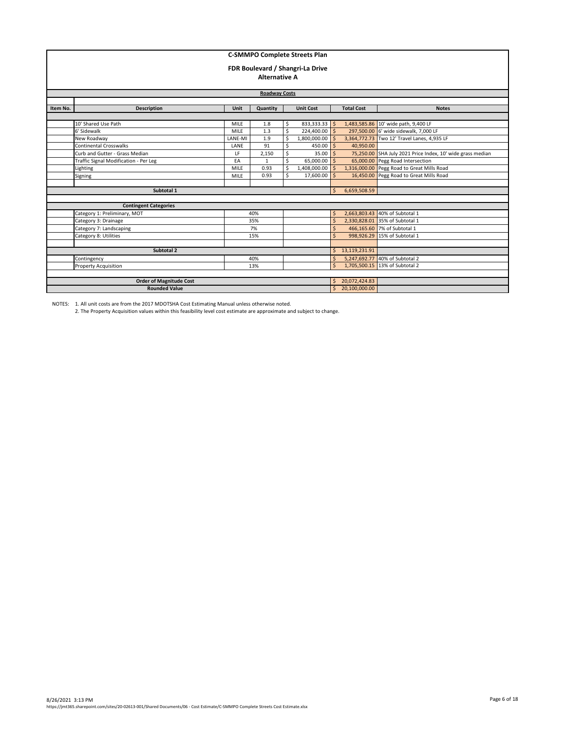# C-SMMPO Complete Streets Plan

## FDR Boulevard / Shangri-La Drive

### Alternative A

| Item No. | Description | Unit | Quantity | Unit Cost | Total Cost | Notes |
|---|---|---|---|---|---|---|
| | **Roadway Costs** | | | | | |
| | 10' Shared Use Path | MILE | 1.8 | $ 833,333.33 | $ 1,483,585.86 | 10' wide path, 9,400 LF |
| | 6' Sidewalk | MILE | 1.3 | $ 224,400.00 | $ 297,500.00 | 6' wide sidewalk, 7,000 LF |
| | New Roadway | LANE-MI | 1.9 | $ 1,800,000.00 | $ 3,364,772.73 | Two 12' Travel Lanes, 4,935 LF |
| | Continental Crosswalks | LANE | 91 | $ 450.00 | $ 40,950.00 | |
| | Curb and Gutter - Grass Median | LF | 2,150 | $ 35.00 | $ 75,250.00 | SHA July 2021 Price Index, 10' wide grass median |
| | Traffic Signal Modification - Per Leg | EA | 1 | $ 65,000.00 | $ 65,000.00 | Pegg Road Intersection |
| | Lighting | MILE | 0.93 | $ 1,408,000.00 | $ 1,316,000.00 | Pegg Road to Great Mills Road |
| | Signing | MILE | 0.93 | $ 17,600.00 | $ 16,450.00 | Pegg Road to Great Mills Road |
| | **Subtotal 1** | | | | $ 6,659,508.59 | |
| | **Contingent Categories** | | | | | |
| | Category 1: Preliminary, MOT | | 40% | | $ 2,663,803.43 | 40% of Subtotal 1 |
| | Category 3: Drainage | | 35% | | $ 2,330,828.01 | 35% of Subtotal 1 |
| | Category 7: Landscaping | | 7% | | $ 466,165.60 | 7% of Subtotal 1 |
| | Category 8: Utilities | | 15% | | $ 998,926.29 | 15% of Subtotal 1 |
| | **Subtotal 2** | | | | $ 13,119,231.91 | |
| | Contingency | | 40% | | $ 5,247,692.77 | 40% of Subtotal 2 |
| | Property Acquisition | | 13% | | $ 1,705,500.15 | 13% of Subtotal 2 |
| | **Order of Magnitude Cost** | | | | $ 20,072,424.83 | |
| | **Rounded Value** | | | | $ 20,100,000.00 | |

NOTES: 1. All unit costs are from the 2017 MDOTSHA Cost Estimating Manual unless otherwise noted.
2. The Property Acquisition values within this feasibility level cost estimate are approximate and subject to change.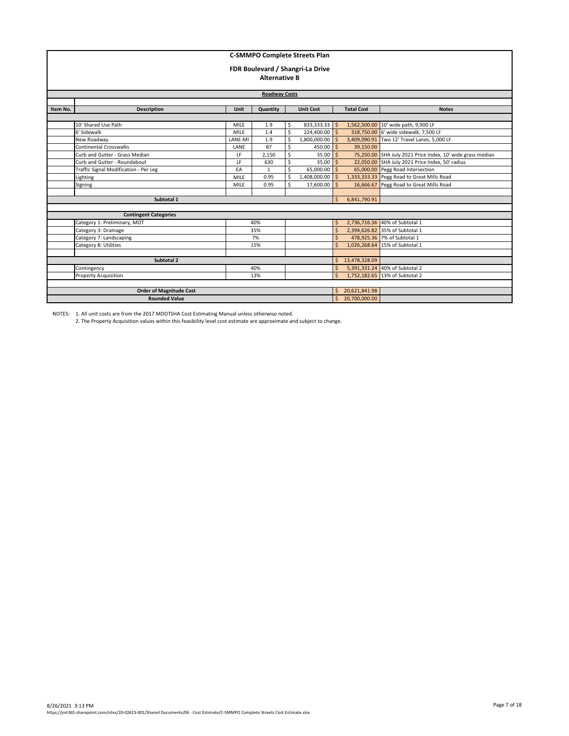# C-SMMPO Complete Streets Plan

## FDR Boulevard / Shangri-La Drive

### Alternative B

**Roadway Costs**

| Item No. | Description | Unit | Quantity | Unit Cost | Total Cost | Notes |
|---|---|---|---|---|---|---|
| | 10' Shared Use Path | MILE | 1.9 | $ 833,333.33 | $ 1,562,500.00 | 10' wide path, 9,900 LF |
| | 6' Sidewalk | MILE | 1.4 | $ 224,400.00 | $ 318,750.00 | 6' wide sidewalk, 7,500 LF |
| | New Roadway | LANE-MI | 1.9 | $ 1,800,000.00 | $ 3,409,090.91 | Two 12' Travel Lanes, 5,000 LF |
| | Continental Crosswalks | LANE | 87 | $ 450.00 | $ 39,150.00 | |
| | Curb and Gutter - Grass Median | LF | 2,150 | $ 35.00 | $ 75,250.00 | SHA July 2021 Price Index, 10' wide grass median |
| | Curb and Gutter - Roundabout | LF | 630 | $ 35.00 | $ 22,050.00 | SHA July 2021 Price Index, 50' radius |
| | Traffic Signal Modification - Per Leg | EA | 1 | $ 65,000.00 | $ 65,000.00 | Pegg Road Intersection |
| | Lighting | MILE | 0.95 | $ 1,408,000.00 | $ 1,333,333.33 | Pegg Road to Great Mills Road |
| | Signing | MILE | 0.95 | $ 17,600.00 | $ 16,666.67 | Pegg Road to Great Mills Road |
| | **Subtotal 1** | | | | $ 6,841,790.91 | |
| | **Contingent Categories** | | | | | |
| | Category 1: Preliminary, MOT | 40% | | | $ 2,736,716.36 | 40% of Subtotal 1 |
| | Category 3: Drainage | 35% | | | $ 2,394,626.82 | 35% of Subtotal 1 |
| | Category 7: Landscaping | 7% | | | $ 478,925.36 | 7% of Subtotal 1 |
| | Category 8: Utilities | 15% | | | $ 1,026,268.64 | 15% of Subtotal 1 |
| | **Subtotal 2** | | | | $ 13,478,328.09 | |
| | Contingency | 40% | | | $ 5,391,331.24 | 40% of Subtotal 2 |
| | Property Acquisition | 13% | | | $ 1,752,182.65 | 13% of Subtotal 2 |
| | **Order of Magnitude Cost** | | | | $ 20,621,841.98 | |
| | **Rounded Value** | | | | $ 20,700,000.00 | |

NOTES: 1. All unit costs are from the 2017 MDOTSHA Cost Estimating Manual unless otherwise noted.
2. The Property Acquisition values within this feasibility level cost estimate are approximate and subject to change.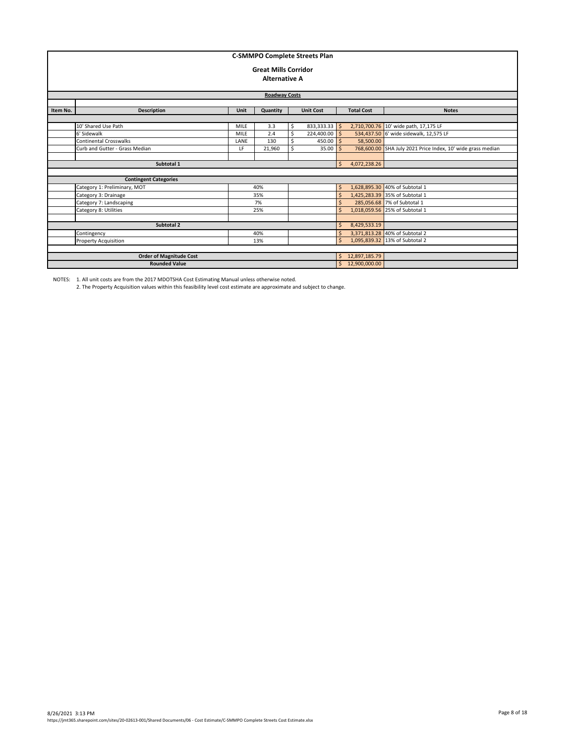# C-SMMPO Complete Streets Plan

## Great Mills Corridor
## Alternative A

**Roadway Costs**

| Item No. | Description | Unit | Quantity | Unit Cost | Total Cost | Notes |
|---|---|---|---|---|---|---|
| | 10' Shared Use Path | MILE | 3.3 | $ 833,333.33 | $ 2,710,700.76 | 10' wide path, 17,175 LF |
| | 6' Sidewalk | MILE | 2.4 | $ 224,400.00 | $ 534,437.50 | 6' wide sidewalk, 12,575 LF |
| | Continental Crosswalks | LANE | 130 | $ 450.00 | $ 58,500.00 | |
| | Curb and Gutter - Grass Median | LF | 21,960 | $ 35.00 | $ 768,600.00 | SHA July 2021 Price Index, 10' wide grass median |
| | | | | | | |
| | **Subtotal 1** | | | | $ 4,072,238.26 | |
| | **Contingent Categories** | | | | | |
| | Category 1: Preliminary, MOT | | 40% | | $ 1,628,895.30 | 40% of Subtotal 1 |
| | Category 3: Drainage | | 35% | | $ 1,425,283.39 | 35% of Subtotal 1 |
| | Category 7: Landscaping | | 7% | | $ 285,056.68 | 7% of Subtotal 1 |
| | Category 8: Utilities | | 25% | | $ 1,018,059.56 | 25% of Subtotal 1 |
| | | | | | | |
| | **Subtotal 2** | | | | $ 8,429,533.19 | |
| | Contingency | | 40% | | $ 3,371,813.28 | 40% of Subtotal 2 |
| | Property Acquisition | | 13% | | $ 1,095,839.32 | 13% of Subtotal 2 |
| | | | | | | |
| | **Order of Magnitude Cost** | | | | $ 12,897,185.79 | |
| | **Rounded Value** | | | | $ 12,900,000.00 | |

NOTES: 1. All unit costs are from the 2017 MDOTSHA Cost Estimating Manual unless otherwise noted.

2. The Property Acquisition values within this feasibility level cost estimate are approximate and subject to change.

8/26/2021 3:13 PM
https://jmt365.sharepoint.com/sites/20-02613-001/Shared Documents/06 - Cost Estimate/C-SMMPO Complete Streets Cost Estimate.xlsx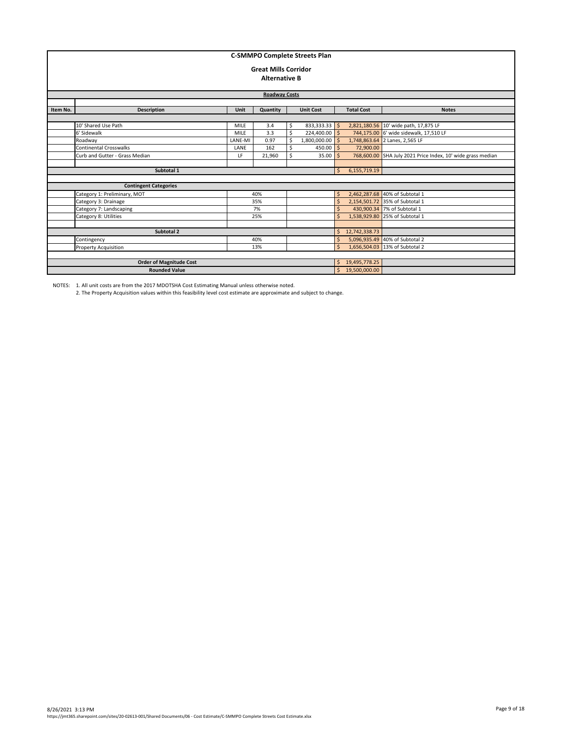# C-SMMPO Complete Streets Plan

## Great Mills Corridor

### Alternative B

**Roadway Costs**

| Item No. | Description | Unit | Quantity | Unit Cost | Total Cost | Notes |
|---|---|---|---|---|---|---|
| | 10' Shared Use Path | MILE | 3.4 | $ 833,333.33 | $ 2,821,180.56 | 10' wide path, 17,875 LF |
| | 6' Sidewalk | MILE | 3.3 | $ 224,400.00 | $ 744,175.00 | 6' wide sidewalk, 17,510 LF |
| | Roadway | LANE-MI | 0.97 | $ 1,800,000.00 | $ 1,748,863.64 | 2 Lanes, 2,565 LF |
| | Continental Crosswalks | LANE | 162 | $ 450.00 | $ 72,900.00 | |
| | Curb and Gutter - Grass Median | LF | 21,960 | $ 35.00 | $ 768,600.00 | SHA July 2021 Price Index, 10' wide grass median |
| | **Subtotal 1** | | | | $ 6,155,719.19 | |
| | **Contingent Categories** | | | | | |
| | Category 1: Preliminary, MOT | 40% | | | $ 2,462,287.68 | 40% of Subtotal 1 |
| | Category 3: Drainage | 35% | | | $ 2,154,501.72 | 35% of Subtotal 1 |
| | Category 7: Landscaping | 7% | | | $ 430,900.34 | 7% of Subtotal 1 |
| | Category 8: Utilities | 25% | | | $ 1,538,929.80 | 25% of Subtotal 1 |
| | **Subtotal 2** | | | | $ 12,742,338.73 | |
| | Contingency | 40% | | | $ 5,096,935.49 | 40% of Subtotal 2 |
| | Property Acquisition | 13% | | | $ 1,656,504.03 | 13% of Subtotal 2 |
| | **Order of Magnitude Cost** | | | | $ 19,495,778.25 | |
| | **Rounded Value** | | | | $ 19,500,000.00 | |

NOTES: 1. All unit costs are from the 2017 MDOTSHA Cost Estimating Manual unless otherwise noted.
2. The Property Acquisition values within this feasibility level cost estimate are approximate and subject to change.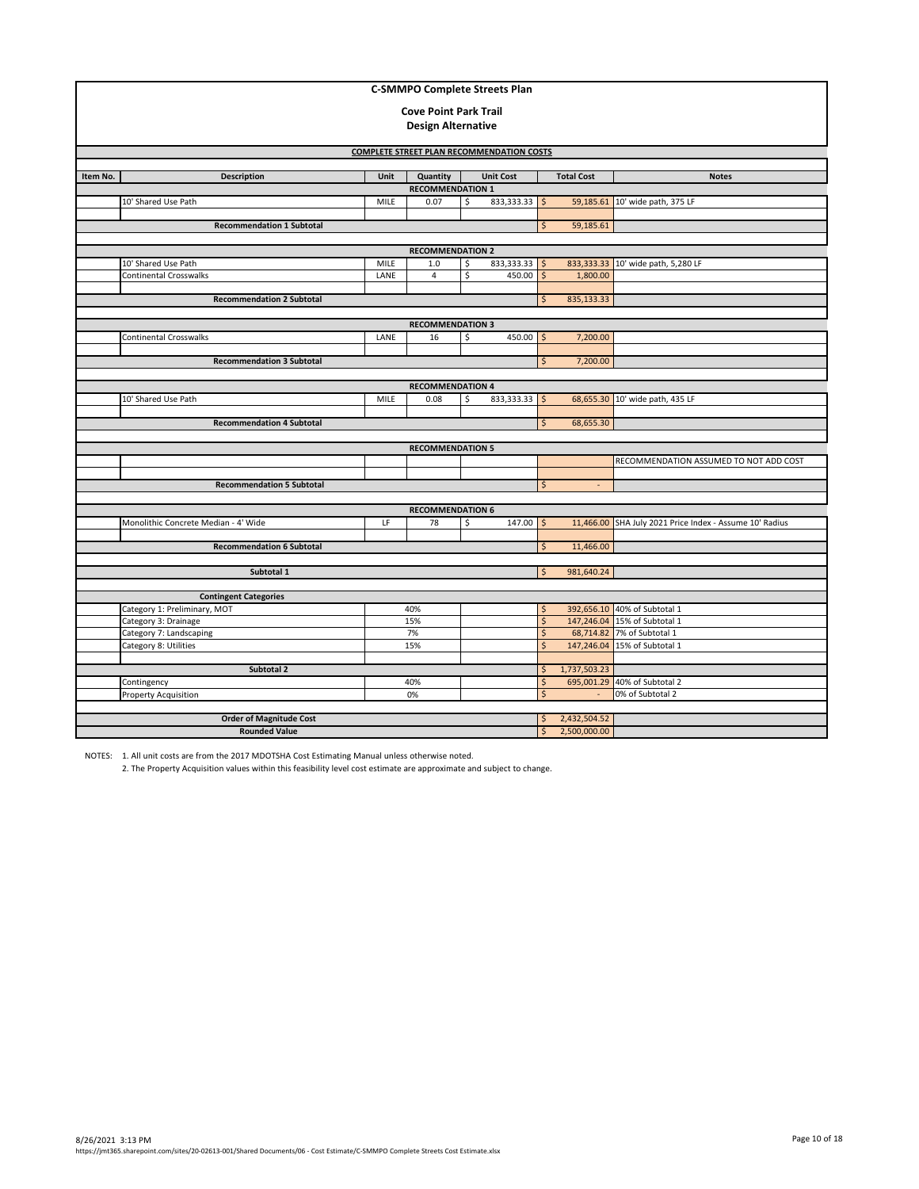# C-SMMPO Complete Streets Plan

## Cove Point Park Trail

## Design Alternative

**COMPLETE STREET PLAN RECOMMENDATION COSTS**

| Item No. | Description | Unit | Quantity | Unit Cost | Total Cost | Notes |
|---|---|---|---|---|---|---|
| | | | **RECOMMENDATION 1** | | | |
| | 10' Shared Use Path | MILE | 0.07 | $ 833,333.33 | $ 59,185.61 | 10' wide path, 375 LF |
| | | | | | | |
| | **Recommendation 1 Subtotal** | | | | $ 59,185.61 | |
| | | | **RECOMMENDATION 2** | | | |
| | 10' Shared Use Path | MILE | 1.0 | $ 833,333.33 | $ 833,333.33 | 10' wide path, 5,280 LF |
| | Continental Crosswalks | LANE | 4 | $ 450.00 | $ 1,800.00 | |
| | | | | | | |
| | **Recommendation 2 Subtotal** | | | | $ 835,133.33 | |
| | | | **RECOMMENDATION 3** | | | |
| | Continental Crosswalks | LANE | 16 | $ 450.00 | $ 7,200.00 | |
| | | | | | | |
| | **Recommendation 3 Subtotal** | | | | $ 7,200.00 | |
| | | | **RECOMMENDATION 4** | | | |
| | 10' Shared Use Path | MILE | 0.08 | $ 833,333.33 | $ 68,655.30 | 10' wide path, 435 LF |
| | | | | | | |
| | **Recommendation 4 Subtotal** | | | | $ 68,655.30 | |
| | | | **RECOMMENDATION 5** | | | |
| | | | | | | RECOMMENDATION ASSUMED TO NOT ADD COST |
| | | | | | | |
| | **Recommendation 5 Subtotal** | | | | $ - | |
| | | | **RECOMMENDATION 6** | | | |
| | Monolithic Concrete Median - 4' Wide | LF | 78 | $ 147.00 | $ 11,466.00 | SHA July 2021 Price Index - Assume 10' Radius |
| | | | | | | |
| | **Recommendation 6 Subtotal** | | | | $ 11,466.00 | |
| | | | | | | |
| | **Subtotal 1** | | | | $ 981,640.24 | |
| | | | | | | |
| | **Contingent Categories** | | | | | |
| | Category 1: Preliminary, MOT | 40% | | | $ 392,656.10 | 40% of Subtotal 1 |
| | Category 3: Drainage | 15% | | | $ 147,246.04 | 15% of Subtotal 1 |
| | Category 7: Landscaping | 7% | | | $ 68,714.82 | 7% of Subtotal 1 |
| | Category 8: Utilities | 15% | | | $ 147,246.04 | 15% of Subtotal 1 |
| | | | | | | |
| | **Subtotal 2** | | | | $ 1,737,503.23 | |
| | Contingency | 40% | | | $ 695,001.29 | 40% of Subtotal 2 |
| | Property Acquisition | 0% | | | $ - | 0% of Subtotal 2 |
| | | | | | | |
| | **Order of Magnitude Cost** | | | | $ 2,432,504.52 | |
| | **Rounded Value** | | | | $ 2,500,000.00 | |

NOTES: 1. All unit costs are from the 2017 MDOTSHA Cost Estimating Manual unless otherwise noted.

2. The Property Acquisition values within this feasibility level cost estimate are approximate and subject to change.

8/26/2021 3:13 PM
https://jmt365.sharepoint.com/sites/20-02613-001/Shared Documents/06 - Cost Estimate/C-SMMPO Complete Streets Cost Estimate.xlsx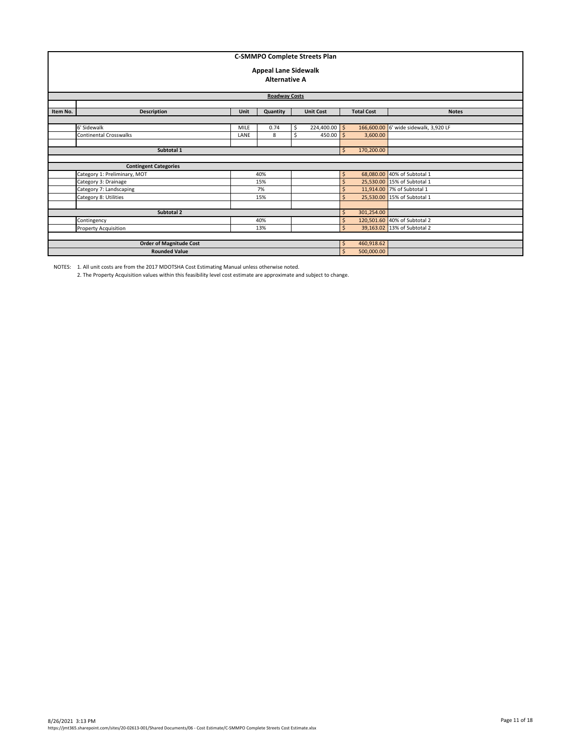# C-SMMPO Complete Streets Plan

## Appeal Lane Sidewalk

### Alternative A

**Roadway Costs**

| Item No. | Description | Unit | Quantity | Unit Cost | Total Cost | Notes |
|---|---|---|---|---|---|---|
| | 6' Sidewalk | MILE | 0.74 | $ 224,400.00 | $ 166,600.00 | 6' wide sidewalk, 3,920 LF |
| | Continental Crosswalks | LANE | 8 | $ 450.00 | $ 3,600.00 | |
| | | | | | | |
| | **Subtotal 1** | | | | $ 170,200.00 | |
| | | | | | | |
| | **Contingent Categories** | | | | | |
| | Category 1: Preliminary, MOT | | 40% | | $ 68,080.00 | 40% of Subtotal 1 |
| | Category 3: Drainage | | 15% | | $ 25,530.00 | 15% of Subtotal 1 |
| | Category 7: Landscaping | | 7% | | $ 11,914.00 | 7% of Subtotal 1 |
| | Category 8: Utilities | | 15% | | $ 25,530.00 | 15% of Subtotal 1 |
| | | | | | | |
| | **Subtotal 2** | | | | $ 301,254.00 | |
| | Contingency | | 40% | | $ 120,501.60 | 40% of Subtotal 2 |
| | Property Acquisition | | 13% | | $ 39,163.02 | 13% of Subtotal 2 |
| | | | | | | |
| | **Order of Magnitude Cost** | | | | $ 460,918.62 | |
| | **Rounded Value** | | | | $ 500,000.00 | |

NOTES: 1. All unit costs are from the 2017 MDOTSHA Cost Estimating Manual unless otherwise noted.

2. The Property Acquisition values within this feasibility level cost estimate are approximate and subject to change.

8/26/2021 3:13 PM
https://jmt365.sharepoint.com/sites/20-02613-001/Shared Documents/06 - Cost Estimate/C-SMMPO Complete Streets Cost Estimate.xlsx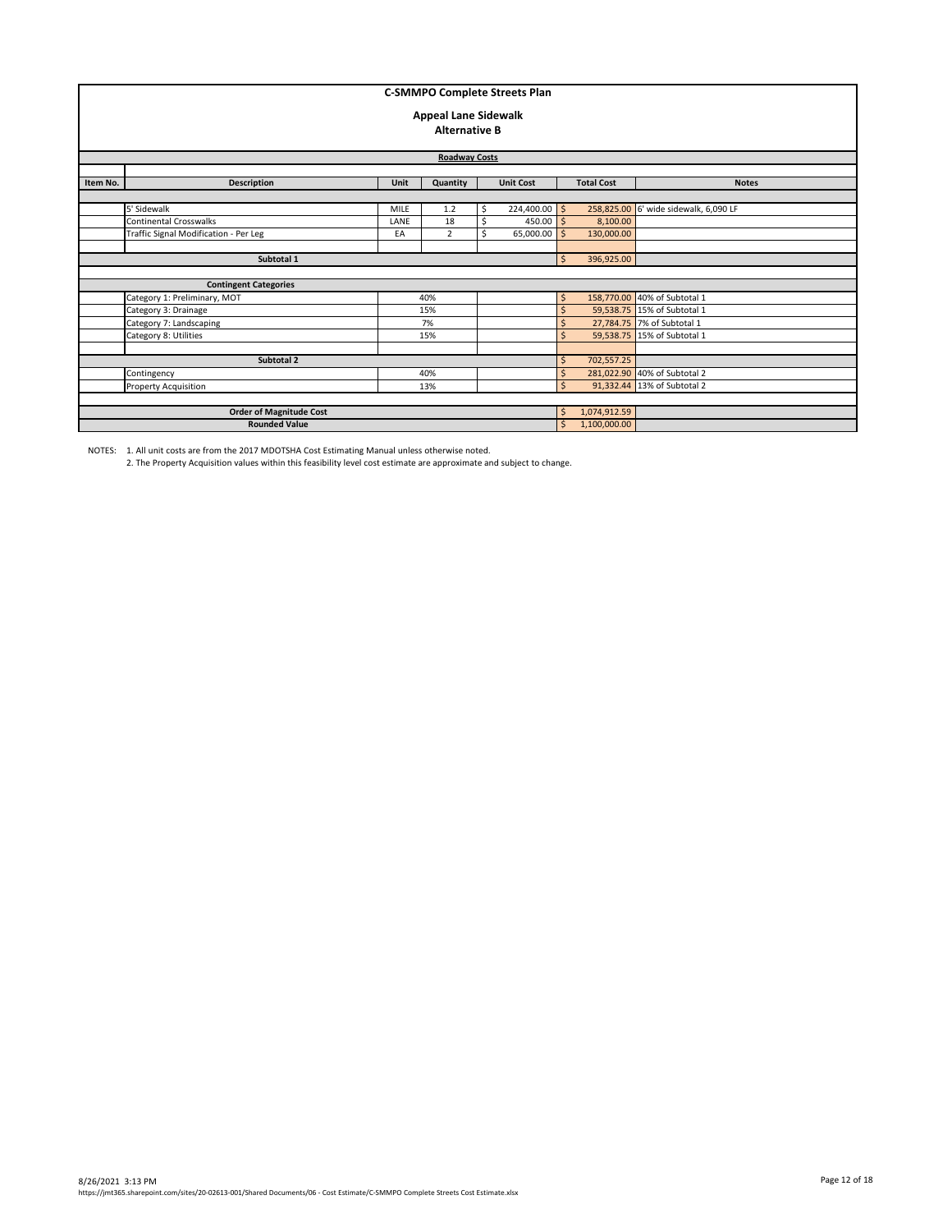# C-SMMPO Complete Streets Plan

## Appeal Lane Sidewalk
### Alternative B

**Roadway Costs**

| Item No. | Description | Unit | Quantity | Unit Cost | Total Cost | Notes |
|---|---|---|---|---|---|---|
| | 5' Sidewalk | MILE | 1.2 | $ 224,400.00 | $ 258,825.00 | 6' wide sidewalk, 6,090 LF |
| | Continental Crosswalks | LANE | 18 | $ 450.00 | $ 8,100.00 | |
| | Traffic Signal Modification - Per Leg | EA | 2 | $ 65,000.00 | $ 130,000.00 | |
| | **Subtotal 1** | | | | $ 396,925.00 | |
| | **Contingent Categories** | | | | | |
| | Category 1: Preliminary, MOT | | 40% | | $ 158,770.00 | 40% of Subtotal 1 |
| | Category 3: Drainage | | 15% | | $ 59,538.75 | 15% of Subtotal 1 |
| | Category 7: Landscaping | | 7% | | $ 27,784.75 | 7% of Subtotal 1 |
| | Category 8: Utilities | | 15% | | $ 59,538.75 | 15% of Subtotal 1 |
| | **Subtotal 2** | | | | $ 702,557.25 | |
| | Contingency | | 40% | | $ 281,022.90 | 40% of Subtotal 2 |
| | Property Acquisition | | 13% | | $ 91,332.44 | 13% of Subtotal 2 |
| | **Order of Magnitude Cost** | | | | $ 1,074,912.59 | |
| | **Rounded Value** | | | | $ 1,100,000.00 | |

NOTES:
1. All unit costs are from the 2017 MDOTSHA Cost Estimating Manual unless otherwise noted.
2. The Property Acquisition values within this feasibility level cost estimate are approximate and subject to change.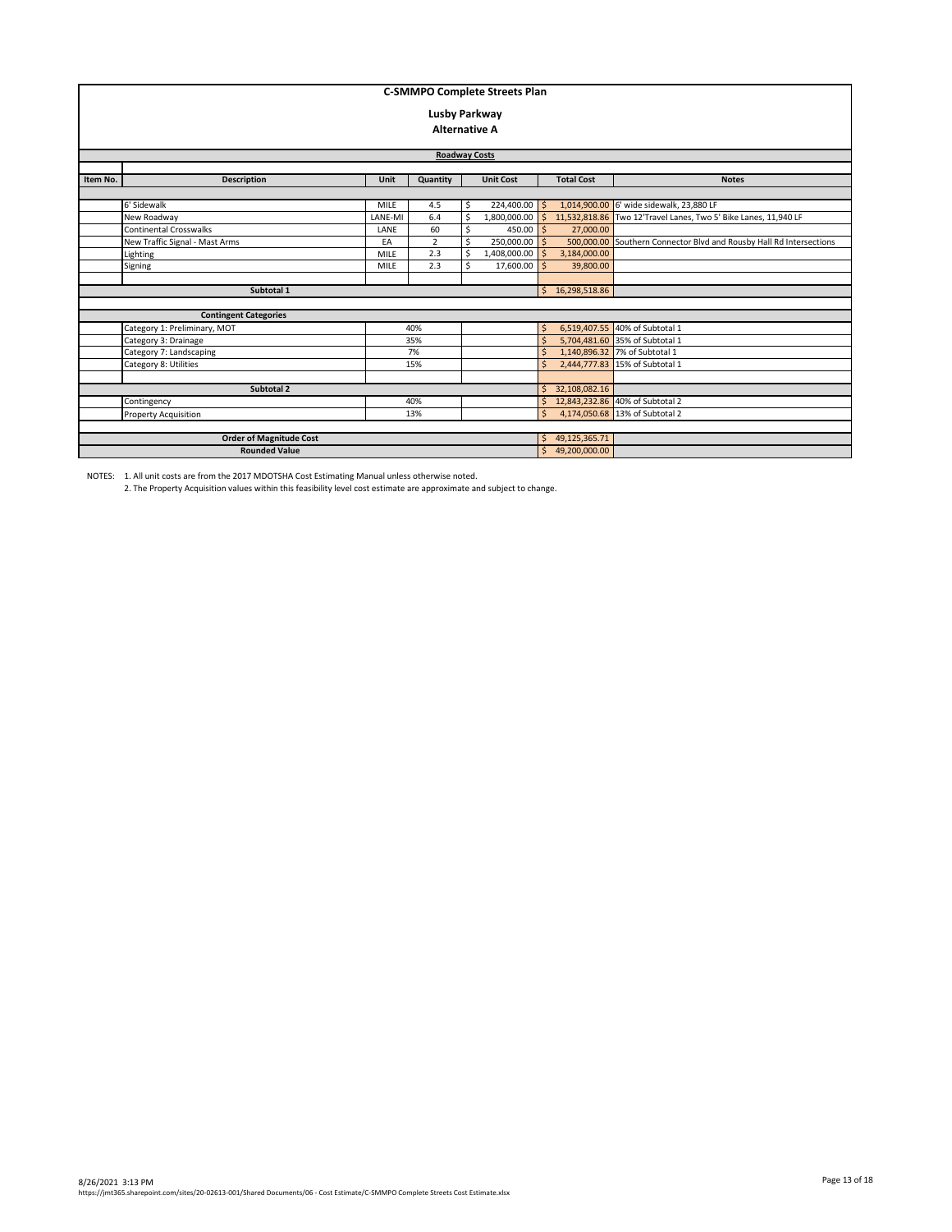# C-SMMPO Complete Streets Plan

## Lusby Parkway

### Alternative A

**Roadway Costs**

| Item No. | Description | Unit | Quantity | Unit Cost | Total Cost | Notes |
|---|---|---|---|---|---|---|
| | 6' Sidewalk | MILE | 4.5 | $ 224,400.00 | $ 1,014,900.00 | 6' wide sidewalk, 23,880 LF |
| | New Roadway | LANE-MI | 6.4 | $ 1,800,000.00 | $ 11,532,818.86 | Two 12'Travel Lanes, Two 5' Bike Lanes, 11,940 LF |
| | Continental Crosswalks | LANE | 60 | $ 450.00 | $ 27,000.00 | |
| | New Traffic Signal - Mast Arms | EA | 2 | $ 250,000.00 | $ 500,000.00 | Southern Connector Blvd and Rousby Hall Rd Intersections |
| | Lighting | MILE | 2.3 | $ 1,408,000.00 | $ 3,184,000.00 | |
| | Signing | MILE | 2.3 | $ 17,600.00 | $ 39,800.00 | |
| | **Subtotal 1** | | | | $ 16,298,518.86 | |
| | **Contingent Categories** | | | | | |
| | Category 1: Preliminary, MOT | 40% | | | $ 6,519,407.55 | 40% of Subtotal 1 |
| | Category 3: Drainage | 35% | | | $ 5,704,481.60 | 35% of Subtotal 1 |
| | Category 7: Landscaping | 7% | | | $ 1,140,896.32 | 7% of Subtotal 1 |
| | Category 8: Utilities | 15% | | | $ 2,444,777.83 | 15% of Subtotal 1 |
| | **Subtotal 2** | | | | $ 32,108,082.16 | |
| | Contingency | 40% | | | $ 12,843,232.86 | 40% of Subtotal 2 |
| | Property Acquisition | 13% | | | $ 4,174,050.68 | 13% of Subtotal 2 |
| | **Order of Magnitude Cost** | | | | $ 49,125,365.71 | |
| | **Rounded Value** | | | | $ 49,200,000.00 | |

NOTES: 1. All unit costs are from the 2017 MDOTSHA Cost Estimating Manual unless otherwise noted.
2. The Property Acquisition values within this feasibility level cost estimate are approximate and subject to change.

8/26/2021 3:13 PM
https://jmt365.sharepoint.com/sites/20-02613-001/Shared Documents/06 - Cost Estimate/C-SMMPO Complete Streets Cost Estimate.xlsx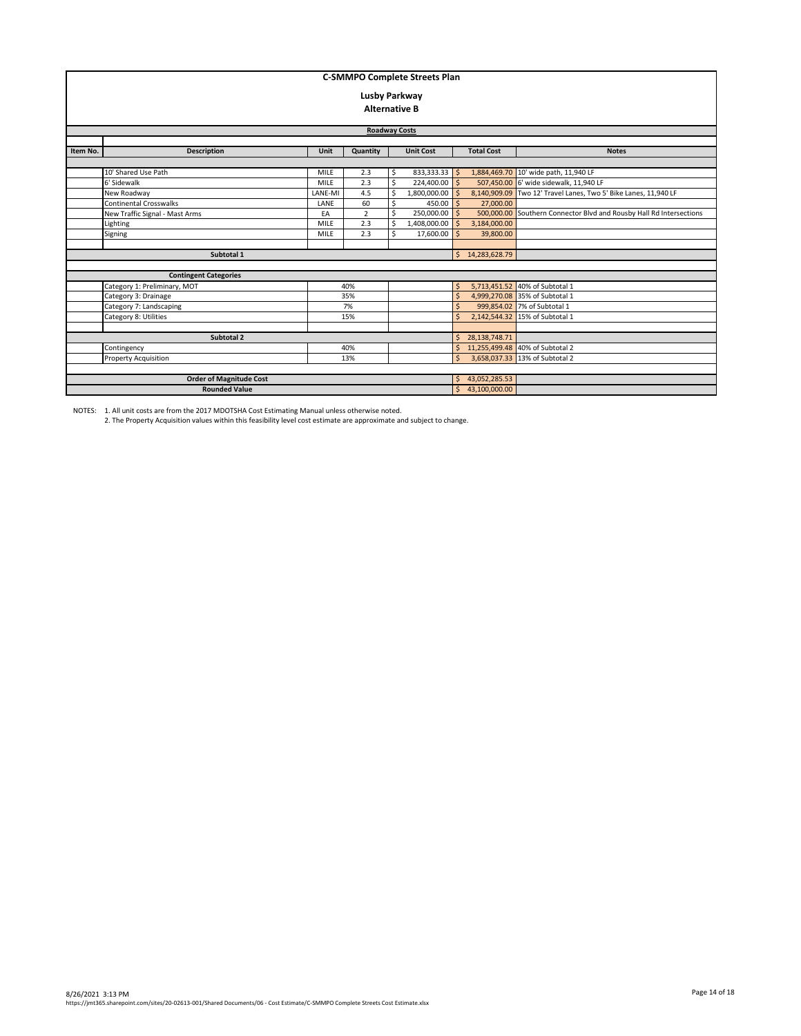# C-SMMPO Complete Streets Plan

## Lusby Parkway

### Alternative B

| Item No. | Description | Unit | Quantity | Unit Cost | Total Cost | Notes |
|---|---|---|---|---|---|---|
| | **Roadway Costs** | | | | | |
| | 10' Shared Use Path | MILE | 2.3 | $ 833,333.33 | $ 1,884,469.70 | 10' wide path, 11,940 LF |
| | 6' Sidewalk | MILE | 2.3 | $ 224,400.00 | $ 507,450.00 | 6' wide sidewalk, 11,940 LF |
| | New Roadway | LANE-MI | 4.5 | $ 1,800,000.00 | $ 8,140,909.09 | Two 12' Travel Lanes, Two 5' Bike Lanes, 11,940 LF |
| | Continental Crosswalks | LANE | 60 | $ 450.00 | $ 27,000.00 | |
| | New Traffic Signal - Mast Arms | EA | 2 | $ 250,000.00 | $ 500,000.00 | Southern Connector Blvd and Rousby Hall Rd Intersections |
| | Lighting | MILE | 2.3 | $ 1,408,000.00 | $ 3,184,000.00 | |
| | Signing | MILE | 2.3 | $ 17,600.00 | $ 39,800.00 | |
| | **Subtotal 1** | | | | $ 14,283,628.79 | |
| | **Contingent Categories** | | | | | |
| | Category 1: Preliminary, MOT | 40% | | | $ 5,713,451.52 | 40% of Subtotal 1 |
| | Category 3: Drainage | 35% | | | $ 4,999,270.08 | 35% of Subtotal 1 |
| | Category 7: Landscaping | 7% | | | $ 999,854.02 | 7% of Subtotal 1 |
| | Category 8: Utilities | 15% | | | $ 2,142,544.32 | 15% of Subtotal 1 |
| | **Subtotal 2** | | | | $ 28,138,748.71 | |
| | Contingency | 40% | | | $ 11,255,499.48 | 40% of Subtotal 2 |
| | Property Acquisition | 13% | | | $ 3,658,037.33 | 13% of Subtotal 2 |
| | **Order of Magnitude Cost** | | | | $ 43,052,285.53 | |
| | **Rounded Value** | | | | $ 43,100,000.00 | |

NOTES: 1. All unit costs are from the 2017 MDOTSHA Cost Estimating Manual unless otherwise noted.
2. The Property Acquisition values within this feasibility level cost estimate are approximate and subject to change.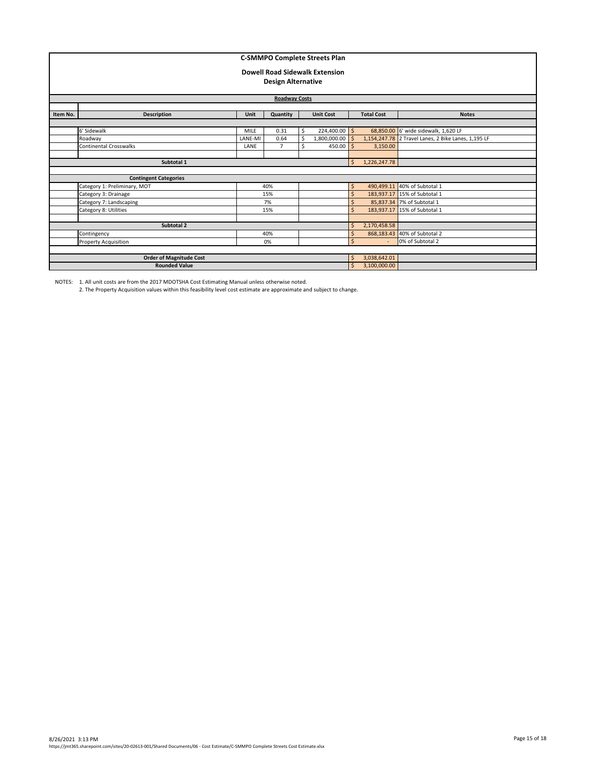# C-SMMPO Complete Streets Plan

## Dowell Road Sidewalk Extension
### Design Alternative

**Roadway Costs**

| Item No. | Description | Unit | Quantity | Unit Cost | Total Cost | Notes |
|---|---|---|---|---|---|---|
| | 6' Sidewalk | MILE | 0.31 | $ 224,400.00 | $ 68,850.00 | 6' wide sidewalk, 1,620 LF |
| | Roadway | LANE-MI | 0.64 | $ 1,800,000.00 | $ 1,154,247.78 | 2 Travel Lanes, 2 Bike Lanes, 1,195 LF |
| | Continental Crosswalks | LANE | 7 | $ 450.00 | $ 3,150.00 | |
| | **Subtotal 1** | | | | $ 1,226,247.78 | |
| | **Contingent Categories** | | | | | |
| | Category 1: Preliminary, MOT | 40% | | | $ 490,499.11 | 40% of Subtotal 1 |
| | Category 3: Drainage | 15% | | | $ 183,937.17 | 15% of Subtotal 1 |
| | Category 7: Landscaping | 7% | | | $ 85,837.34 | 7% of Subtotal 1 |
| | Category 8: Utilities | 15% | | | $ 183,937.17 | 15% of Subtotal 1 |
| | **Subtotal 2** | | | | $ 2,170,458.58 | |
| | Contingency | 40% | | | $ 868,183.43 | 40% of Subtotal 2 |
| | Property Acquisition | 0% | | | $ - | 0% of Subtotal 2 |
| | **Order of Magnitude Cost** | | | | $ 3,038,642.01 | |
| | **Rounded Value** | | | | $ 3,100,000.00 | |

NOTES: 1. All unit costs are from the 2017 MDOTSHA Cost Estimating Manual unless otherwise noted.
2. The Property Acquisition values within this feasibility level cost estimate are approximate and subject to change.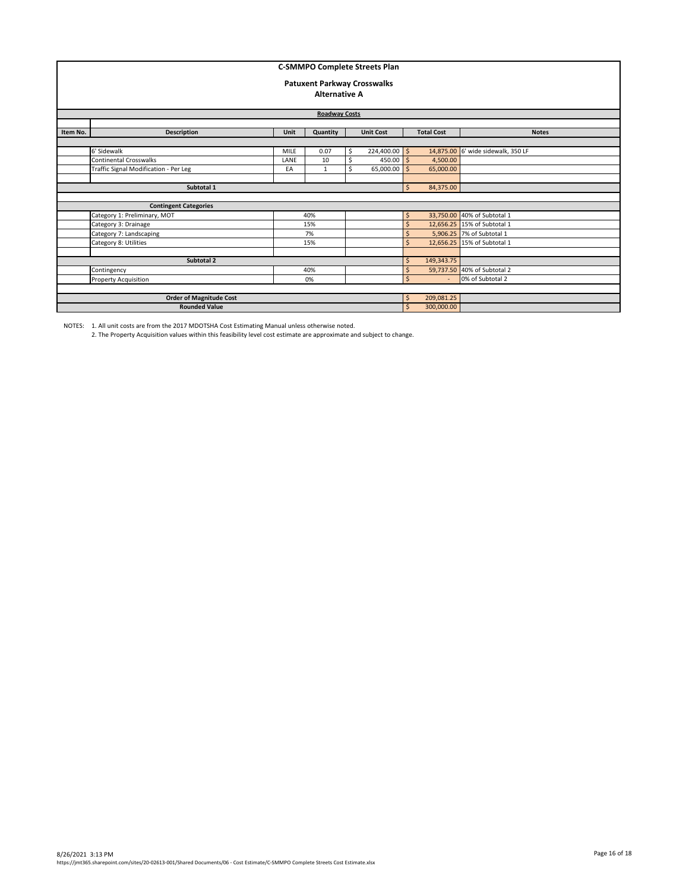# C-SMMPO Complete Streets Plan

## Patuxent Parkway Crosswalks

### Alternative A

**Roadway Costs**

| Item No. | Description | Unit | Quantity | Unit Cost | Total Cost | Notes |
|---|---|---|---|---|---|---|
| | 6' Sidewalk | MILE | 0.07 | $ 224,400.00 | $ 14,875.00 | 6' wide sidewalk, 350 LF |
| | Continental Crosswalks | LANE | 10 | $ 450.00 | $ 4,500.00 | |
| | Traffic Signal Modification - Per Leg | EA | 1 | $ 65,000.00 | $ 65,000.00 | |
| | | | | | | |
| **Subtotal 1** | | | | | $ 84,375.00 | |
| | | | | | | |
| | **Contingent Categories** | | | | | |
| | Category 1: Preliminary, MOT | | 40% | | $ 33,750.00 | 40% of Subtotal 1 |
| | Category 3: Drainage | | 15% | | $ 12,656.25 | 15% of Subtotal 1 |
| | Category 7: Landscaping | | 7% | | $ 5,906.25 | 7% of Subtotal 1 |
| | Category 8: Utilities | | 15% | | $ 12,656.25 | 15% of Subtotal 1 |
| | | | | | | |
| **Subtotal 2** | | | | | $ 149,343.75 | |
| | Contingency | | 40% | | $ 59,737.50 | 40% of Subtotal 2 |
| | Property Acquisition | | 0% | | $ - | 0% of Subtotal 2 |
| | | | | | | |
| **Order of Magnitude Cost** | | | | | $ 209,081.25 | |
| **Rounded Value** | | | | | $ 300,000.00 | |

NOTES: 1. All unit costs are from the 2017 MDOTSHA Cost Estimating Manual unless otherwise noted.
2. The Property Acquisition values within this feasibility level cost estimate are approximate and subject to change.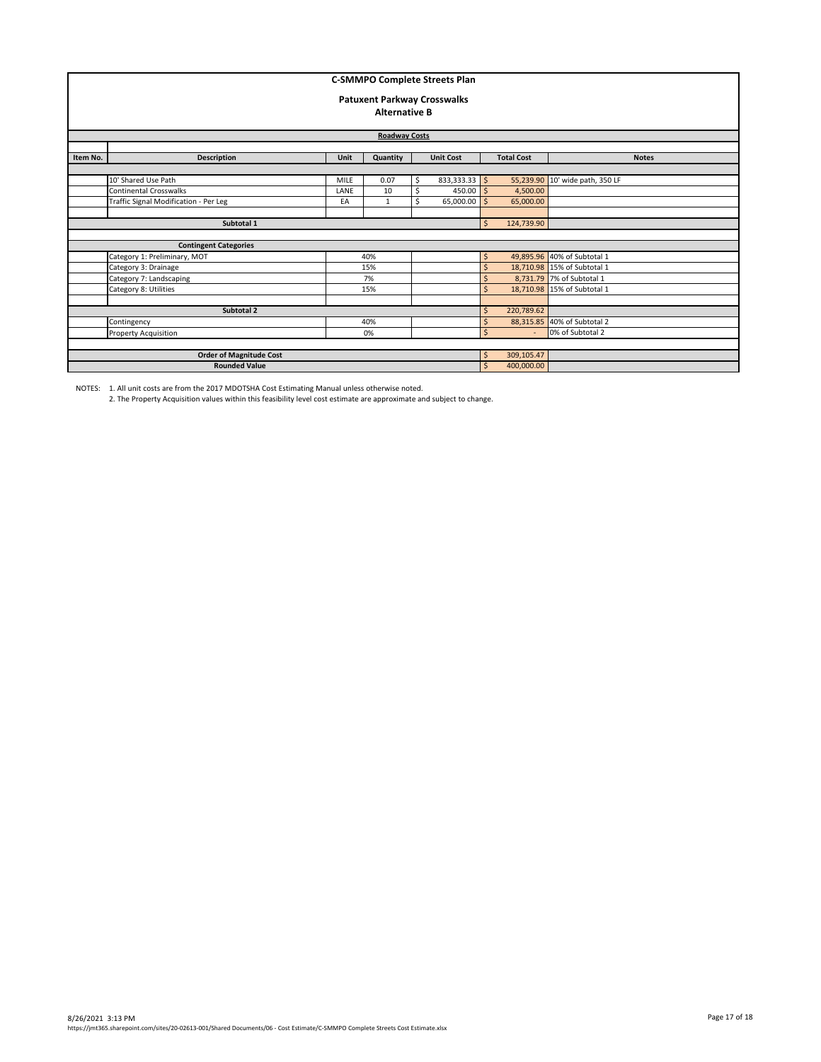# C-SMMPO Complete Streets Plan

## Patuxent Parkway Crosswalks
### Alternative B

**Roadway Costs**

| Item No. | Description | Unit | Quantity | Unit Cost | Total Cost | Notes |
|---|---|---|---|---|---|---|
| | 10' Shared Use Path | MILE | 0.07 | $ 833,333.33 | $ 55,239.90 | 10' wide path, 350 LF |
| | Continental Crosswalks | LANE | 10 | $ 450.00 | $ 4,500.00 | |
| | Traffic Signal Modification - Per Leg | EA | 1 | $ 65,000.00 | $ 65,000.00 | |
| | **Subtotal 1** | | | | $ 124,739.90 | |
| | **Contingent Categories** | | | | | |
| | Category 1: Preliminary, MOT | | 40% | | $ 49,895.96 | 40% of Subtotal 1 |
| | Category 3: Drainage | | 15% | | $ 18,710.98 | 15% of Subtotal 1 |
| | Category 7: Landscaping | | 7% | | $ 8,731.79 | 7% of Subtotal 1 |
| | Category 8: Utilities | | 15% | | $ 18,710.98 | 15% of Subtotal 1 |
| | **Subtotal 2** | | | | $ 220,789.62 | |
| | Contingency | | 40% | | $ 88,315.85 | 40% of Subtotal 2 |
| | Property Acquisition | | 0% | | $ - | 0% of Subtotal 2 |
| | **Order of Magnitude Cost** | | | | $ 309,105.47 | |
| | **Rounded Value** | | | | $ 400,000.00 | |

NOTES: 1. All unit costs are from the 2017 MDOTSHA Cost Estimating Manual unless otherwise noted.
2. The Property Acquisition values within this feasibility level cost estimate are approximate and subject to change.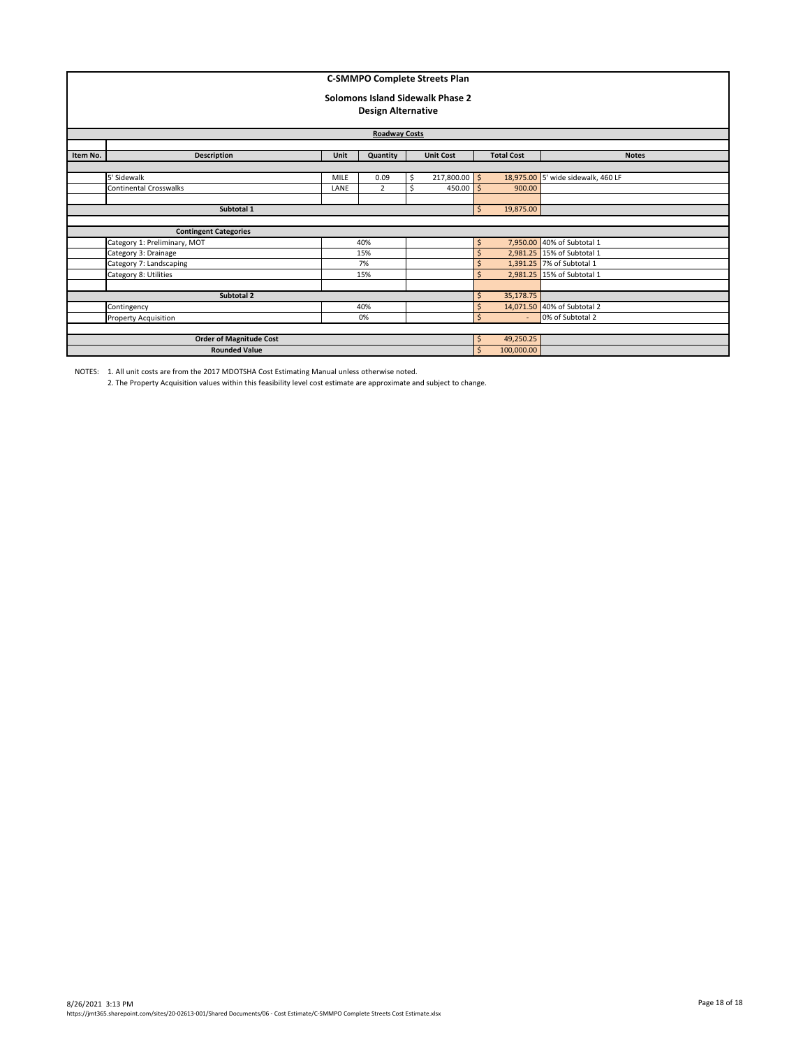# C-SMMPO Complete Streets Plan

## Solomons Island Sidewalk Phase 2
### Design Alternative

| Item No. | Description | Unit | Quantity | Unit Cost | Total Cost | Notes |
|---|---|---|---|---|---|---|
| | **Roadway Costs** | | | | | |
| | 5' Sidewalk | MILE | 0.09 | $ 217,800.00 | $ 18,975.00 | 5' wide sidewalk, 460 LF |
| | Continental Crosswalks | LANE | 2 | $ 450.00 | $ 900.00 | |
| | **Subtotal 1** | | | | $ 19,875.00 | |
| | **Contingent Categories** | | | | | |
| | Category 1: Preliminary, MOT | | 40% | | $ 7,950.00 | 40% of Subtotal 1 |
| | Category 3: Drainage | | 15% | | $ 2,981.25 | 15% of Subtotal 1 |
| | Category 7: Landscaping | | 7% | | $ 1,391.25 | 7% of Subtotal 1 |
| | Category 8: Utilities | | 15% | | $ 2,981.25 | 15% of Subtotal 1 |
| | **Subtotal 2** | | | | $ 35,178.75 | |
| | Contingency | | 40% | | $ 14,071.50 | 40% of Subtotal 2 |
| | Property Acquisition | | 0% | | $ - | 0% of Subtotal 2 |
| | **Order of Magnitude Cost** | | | | $ 49,250.25 | |
| | **Rounded Value** | | | | $ 100,000.00 | |

NOTES: 1. All unit costs are from the 2017 MDOTSHA Cost Estimating Manual unless otherwise noted.
2. The Property Acquisition values within this feasibility level cost estimate are approximate and subject to change.

8/26/2021 3:13 PM
https://jmt365.sharepoint.com/sites/20-02613-001/Shared Documents/06 - Cost Estimate/C-SMMPO Complete Streets Cost Estimate.xlsx